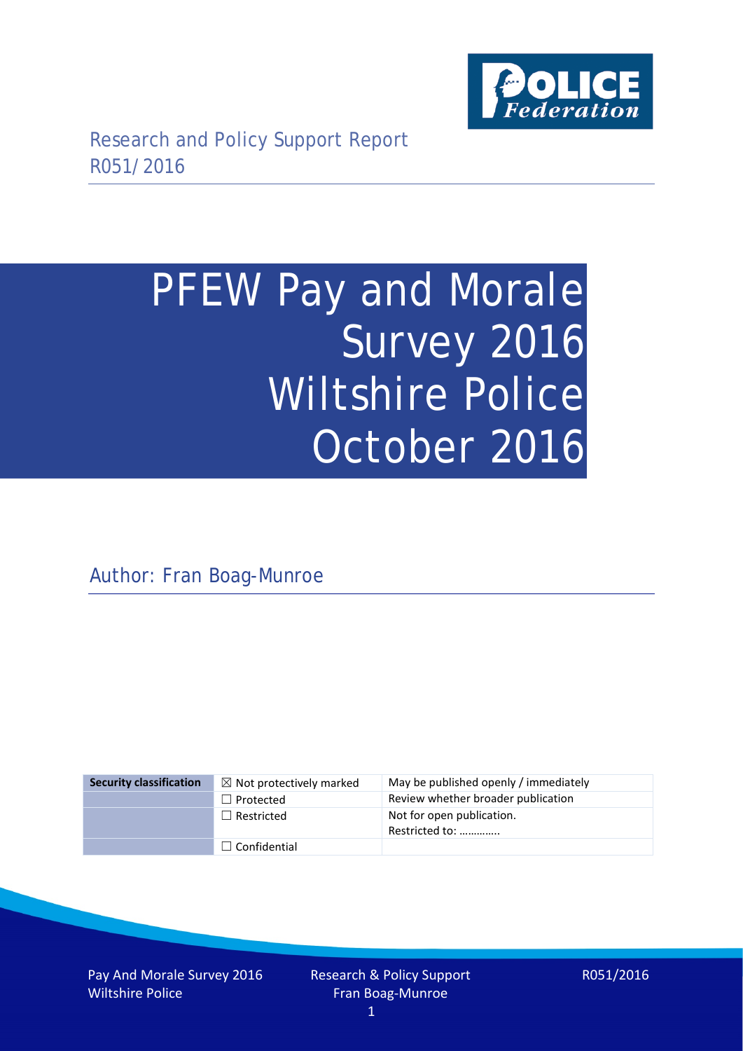Research and Policy Support Report
R051/2016

# PFEW Pay and Morale Survey 2016 Wiltshire Police October 2016

Author: Fran Boag-Munroe

| Security classification | | |
|---|---|---|
| | ☒ Not protectively marked | May be published openly / immediately |
| | ☐ Protected | Review whether broader publication |
| | ☐ Restricted | Not for open publication. Restricted to: ………….. |
| | ☐ Confidential | |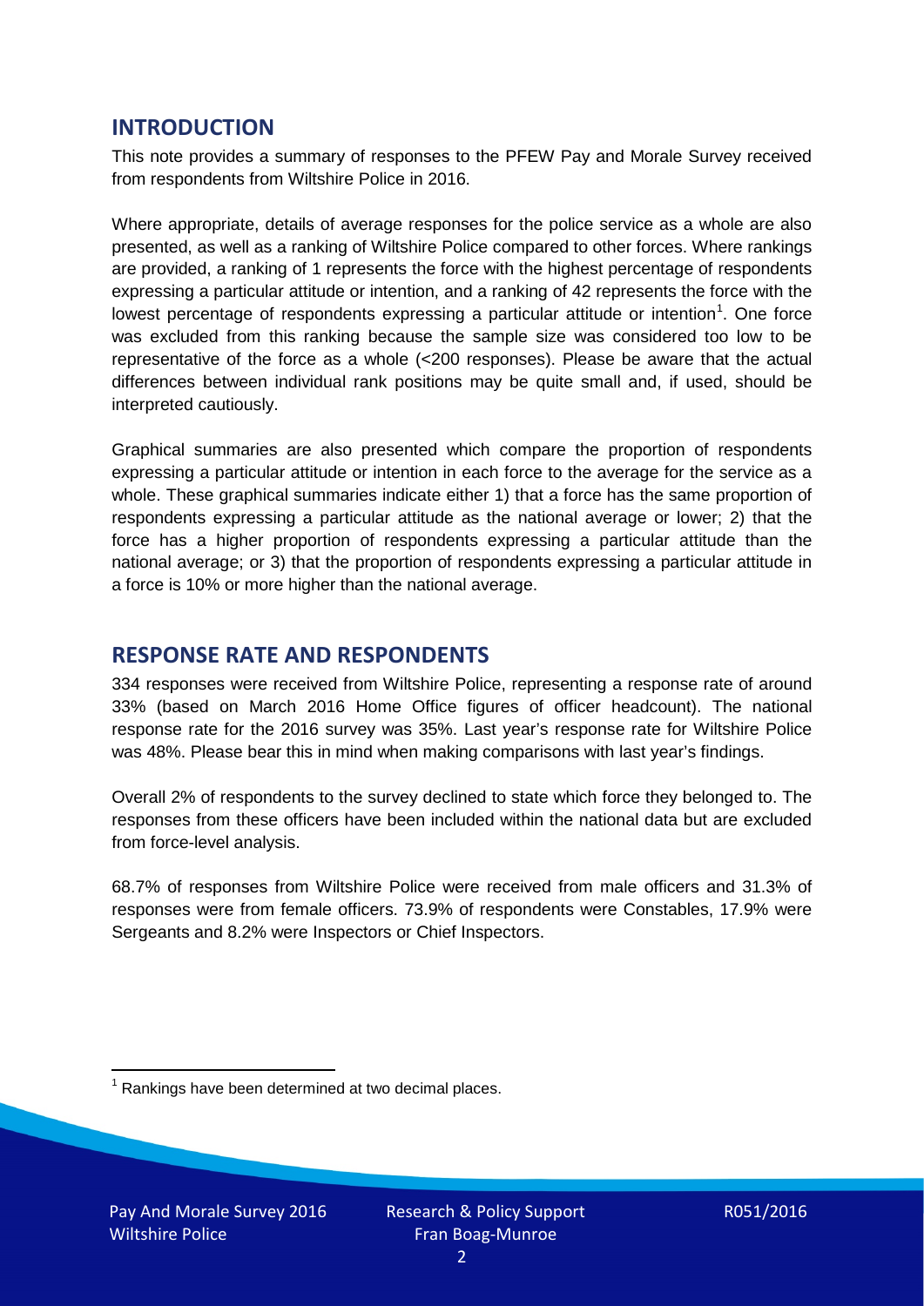## INTRODUCTION

This note provides a summary of responses to the PFEW Pay and Morale Survey received from respondents from Wiltshire Police in 2016.

Where appropriate, details of average responses for the police service as a whole are also presented, as well as a ranking of Wiltshire Police compared to other forces. Where rankings are provided, a ranking of 1 represents the force with the highest percentage of respondents expressing a particular attitude or intention, and a ranking of 42 represents the force with the lowest percentage of respondents expressing a particular attitude or intention[1]. One force was excluded from this ranking because the sample size was considered too low to be representative of the force as a whole (<200 responses). Please be aware that the actual differences between individual rank positions may be quite small and, if used, should be interpreted cautiously.

Graphical summaries are also presented which compare the proportion of respondents expressing a particular attitude or intention in each force to the average for the service as a whole. These graphical summaries indicate either 1) that a force has the same proportion of respondents expressing a particular attitude as the national average or lower; 2) that the force has a higher proportion of respondents expressing a particular attitude than the national average; or 3) that the proportion of respondents expressing a particular attitude in a force is 10% or more higher than the national average.

## RESPONSE RATE AND RESPONDENTS

334 responses were received from Wiltshire Police, representing a response rate of around 33% (based on March 2016 Home Office figures of officer headcount). The national response rate for the 2016 survey was 35%. Last year's response rate for Wiltshire Police was 48%. Please bear this in mind when making comparisons with last year's findings.

Overall 2% of respondents to the survey declined to state which force they belonged to. The responses from these officers have been included within the national data but are excluded from force-level analysis.

68.7% of responses from Wiltshire Police were received from male officers and 31.3% of responses were from female officers. 73.9% of respondents were Constables, 17.9% were Sergeants and 8.2% were Inspectors or Chief Inspectors.

[1] Rankings have been determined at two decimal places.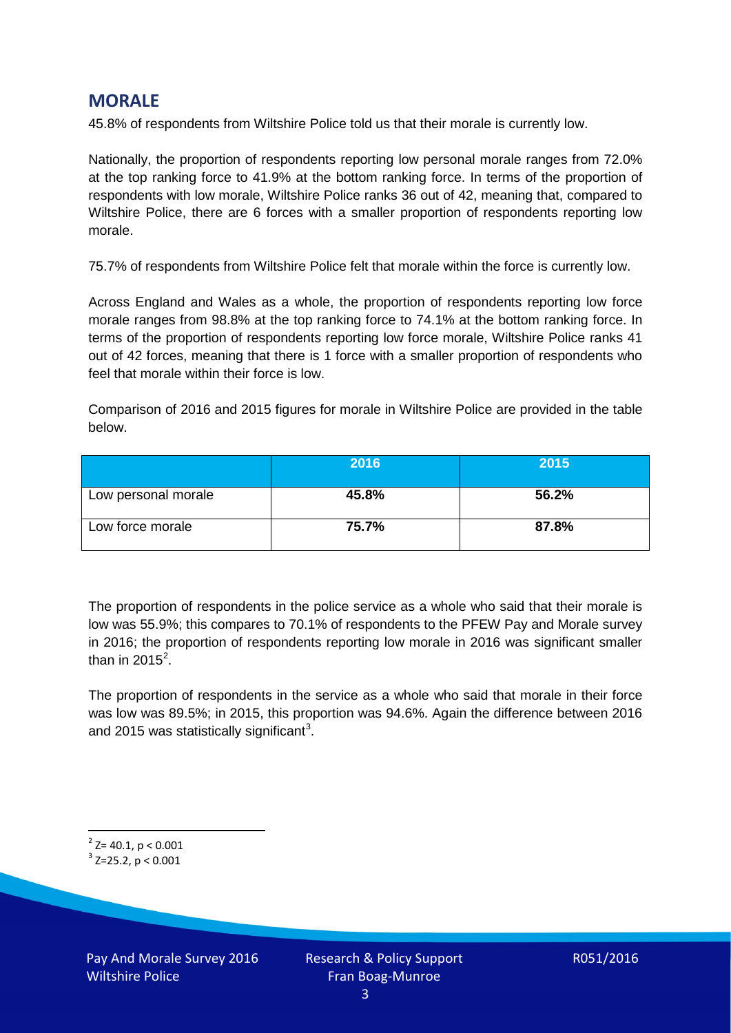## MORALE

45.8% of respondents from Wiltshire Police told us that their morale is currently low.

Nationally, the proportion of respondents reporting low personal morale ranges from 72.0% at the top ranking force to 41.9% at the bottom ranking force. In terms of the proportion of respondents with low morale, Wiltshire Police ranks 36 out of 42, meaning that, compared to Wiltshire Police, there are 6 forces with a smaller proportion of respondents reporting low morale.

75.7% of respondents from Wiltshire Police felt that morale within the force is currently low.

Across England and Wales as a whole, the proportion of respondents reporting low force morale ranges from 98.8% at the top ranking force to 74.1% at the bottom ranking force. In terms of the proportion of respondents reporting low force morale, Wiltshire Police ranks 41 out of 42 forces, meaning that there is 1 force with a smaller proportion of respondents who feel that morale within their force is low.

Comparison of 2016 and 2015 figures for morale in Wiltshire Police are provided in the table below.

| | 2016 | 2015 |
|---|---|---|
| Low personal morale | **45.8%** | **56.2%** |
| Low force morale | **75.7%** | **87.8%** |

The proportion of respondents in the police service as a whole who said that their morale is low was 55.9%; this compares to 70.1% of respondents to the PFEW Pay and Morale survey in 2016; the proportion of respondents reporting low morale in 2016 was significant smaller than in 2015[2].

The proportion of respondents in the service as a whole who said that morale in their force was low was 89.5%; in 2015, this proportion was 94.6%. Again the difference between 2016 and 2015 was statistically significant[3].

[2] $Z= 40.1, p < 0.001$

[3] $Z=25.2, p < 0.001$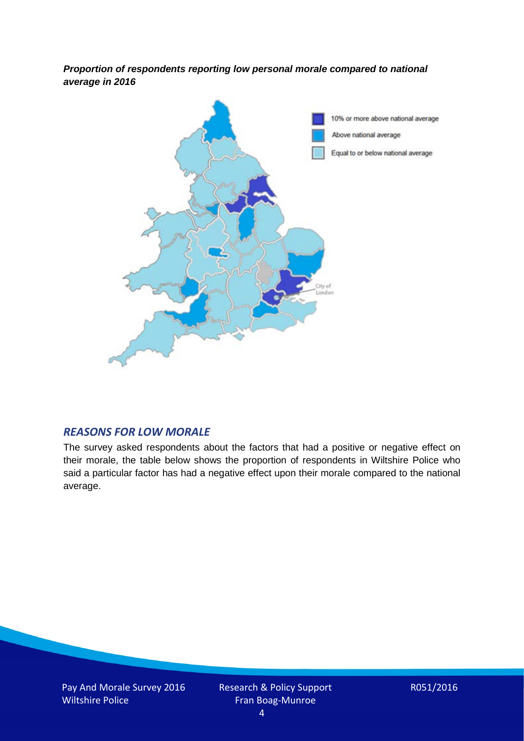***Proportion of respondents reporting low personal morale compared to national average in 2016***

10% or more above national average

Above national average

Equal to or below national average

City of London

## *REASONS FOR LOW MORALE*

The survey asked respondents about the factors that had a positive or negative effect on their morale, the table below shows the proportion of respondents in Wiltshire Police who said a particular factor has had a negative effect upon their morale compared to the national average.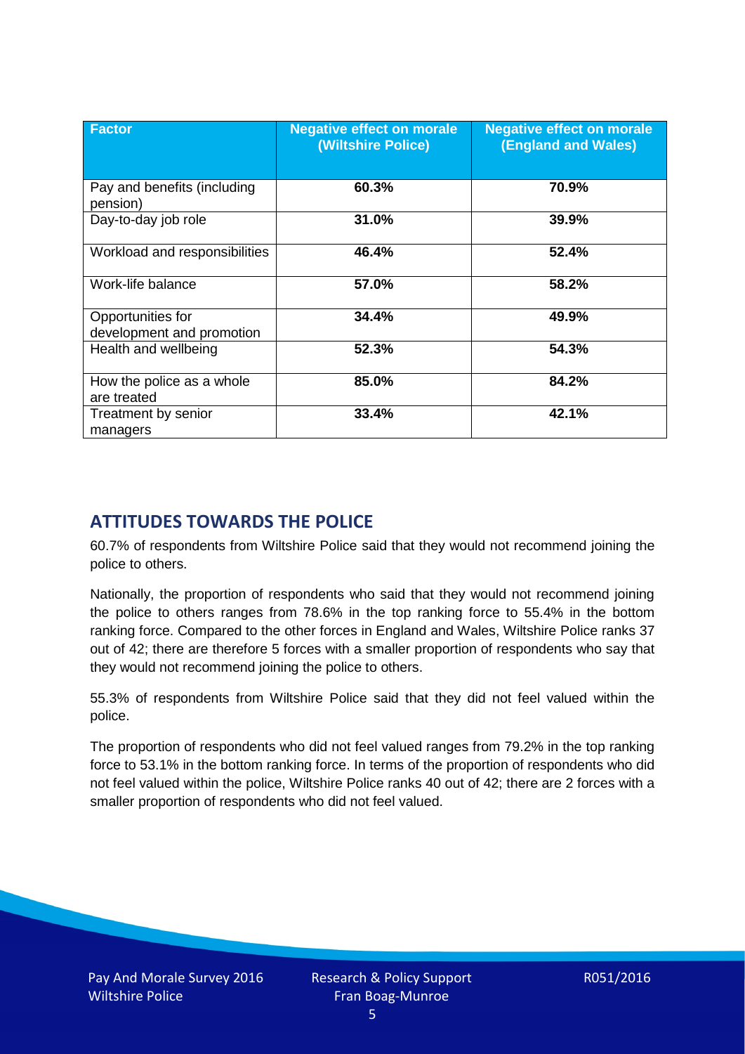| Factor | Negative effect on morale (Wiltshire Police) | Negative effect on morale (England and Wales) |
| --- | --- | --- |
| Pay and benefits (including pension) | **60.3%** | **70.9%** |
| Day-to-day job role | **31.0%** | **39.9%** |
| Workload and responsibilities | **46.4%** | **52.4%** |
| Work-life balance | **57.0%** | **58.2%** |
| Opportunities for development and promotion | **34.4%** | **49.9%** |
| Health and wellbeing | **52.3%** | **54.3%** |
| How the police as a whole are treated | **85.0%** | **84.2%** |
| Treatment by senior managers | **33.4%** | **42.1%** |

## ATTITUDES TOWARDS THE POLICE

60.7% of respondents from Wiltshire Police said that they would not recommend joining the police to others.

Nationally, the proportion of respondents who said that they would not recommend joining the police to others ranges from 78.6% in the top ranking force to 55.4% in the bottom ranking force. Compared to the other forces in England and Wales, Wiltshire Police ranks 37 out of 42; there are therefore 5 forces with a smaller proportion of respondents who say that they would not recommend joining the police to others.

55.3% of respondents from Wiltshire Police said that they did not feel valued within the police.

The proportion of respondents who did not feel valued ranges from 79.2% in the top ranking force to 53.1% in the bottom ranking force. In terms of the proportion of respondents who did not feel valued within the police, Wiltshire Police ranks 40 out of 42; there are 2 forces with a smaller proportion of respondents who did not feel valued.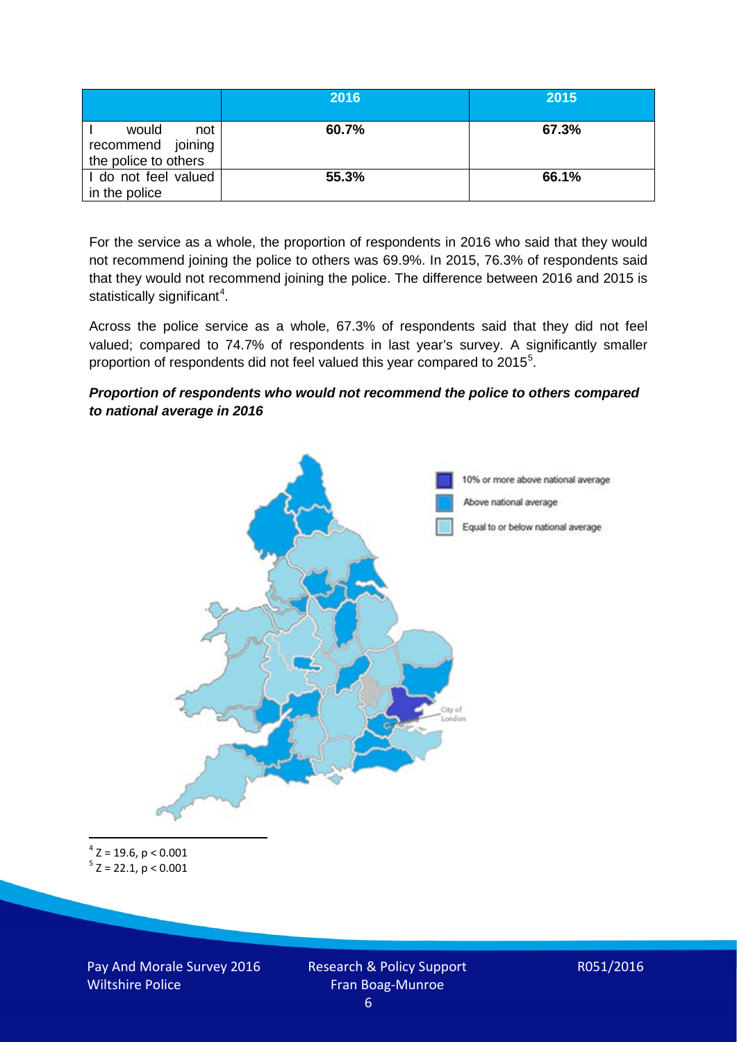| | 2016 | 2015 |
|---|---|---|
| I would not recommend joining the police to others | 60.7% | 67.3% |
| I do not feel valued in the police | 55.3% | 66.1% |

For the service as a whole, the proportion of respondents in 2016 who said that they would not recommend joining the police to others was 69.9%. In 2015, 76.3% of respondents said that they would not recommend joining the police. The difference between 2016 and 2015 is statistically significant[4].

Across the police service as a whole, 67.3% of respondents said that they did not feel valued; compared to 74.7% of respondents in last year's survey. A significantly smaller proportion of respondents did not feel valued this year compared to 2015[5].

***Proportion of respondents who would not recommend the police to others compared to national average in 2016***

10% or more above national average

Above national average

Equal to or below national average

City of London

[4] $Z = 19.6$, $p < 0.001$

[5] $Z = 22.1$, $p < 0.001$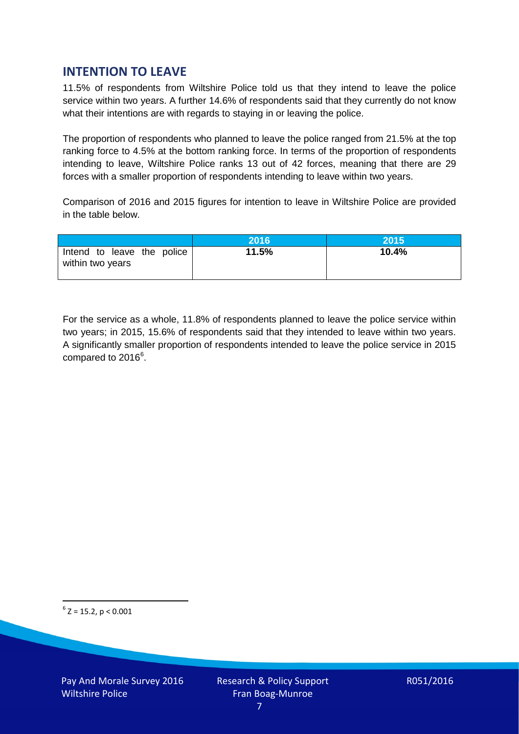## INTENTION TO LEAVE

11.5% of respondents from Wiltshire Police told us that they intend to leave the police service within two years. A further 14.6% of respondents said that they currently do not know what their intentions are with regards to staying in or leaving the police.

The proportion of respondents who planned to leave the police ranged from 21.5% at the top ranking force to 4.5% at the bottom ranking force. In terms of the proportion of respondents intending to leave, Wiltshire Police ranks 13 out of 42 forces, meaning that there are 29 forces with a smaller proportion of respondents intending to leave within two years.

Comparison of 2016 and 2015 figures for intention to leave in Wiltshire Police are provided in the table below.

| | 2016 | 2015 |
|---|---|---|
| Intend to leave the police within two years | **11.5%** | **10.4%** |

For the service as a whole, 11.8% of respondents planned to leave the police service within two years; in 2015, 15.6% of respondents said that they intended to leave within two years. A significantly smaller proportion of respondents intended to leave the police service in 2015 compared to 2016[6].

[6] $Z = 15.2$, $p < 0.001$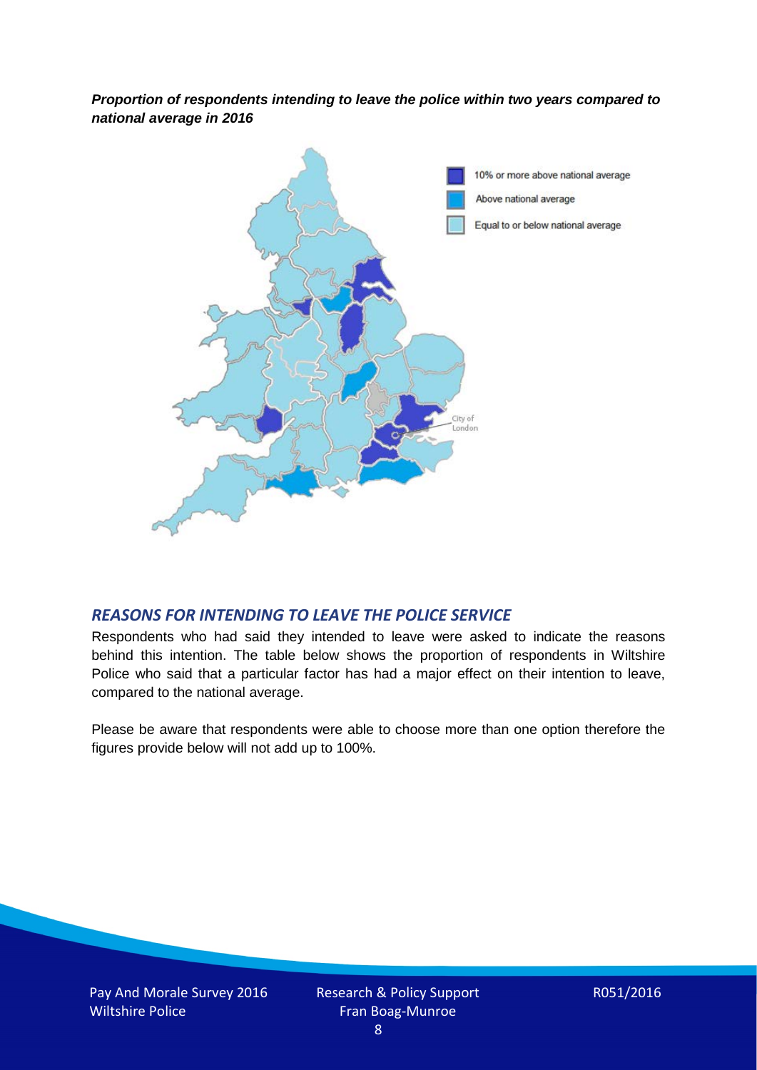***Proportion of respondents intending to leave the police within two years compared to national average in 2016***

10% or more above national average

Above national average

Equal to or below national average

City of London

## *REASONS FOR INTENDING TO LEAVE THE POLICE SERVICE*

Respondents who had said they intended to leave were asked to indicate the reasons behind this intention. The table below shows the proportion of respondents in Wiltshire Police who said that a particular factor has had a major effect on their intention to leave, compared to the national average.

Please be aware that respondents were able to choose more than one option therefore the figures provide below will not add up to 100%.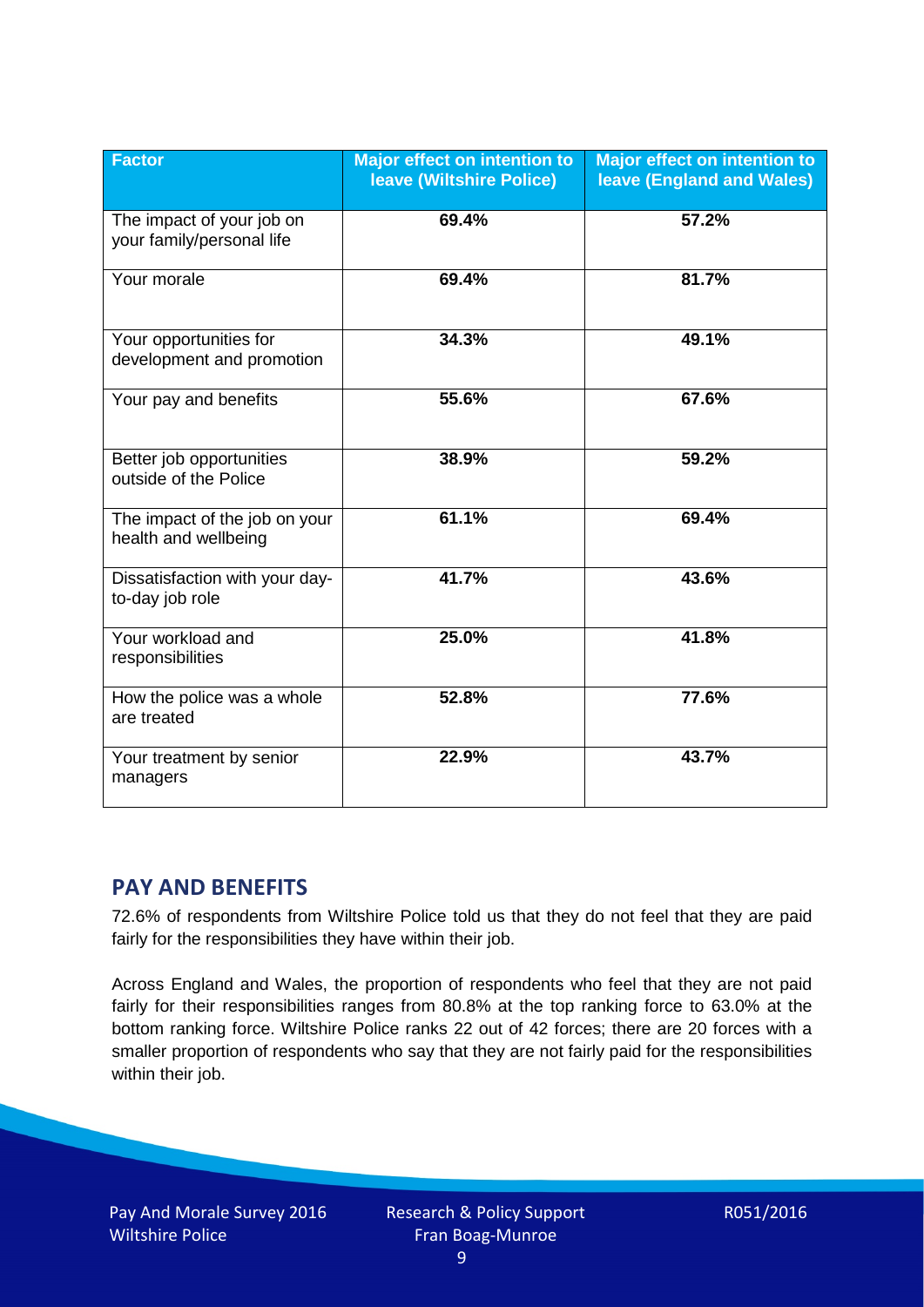| Factor | Major effect on intention to leave (Wiltshire Police) | Major effect on intention to leave (England and Wales) |
|---|---|---|
| The impact of your job on your family/personal life | 69.4% | 57.2% |
| Your morale | 69.4% | 81.7% |
| Your opportunities for development and promotion | 34.3% | 49.1% |
| Your pay and benefits | 55.6% | 67.6% |
| Better job opportunities outside of the Police | 38.9% | 59.2% |
| The impact of the job on your health and wellbeing | 61.1% | 69.4% |
| Dissatisfaction with your day-to-day job role | 41.7% | 43.6% |
| Your workload and responsibilities | 25.0% | 41.8% |
| How the police was a whole are treated | 52.8% | 77.6% |
| Your treatment by senior managers | 22.9% | 43.7% |

## PAY AND BENEFITS

72.6% of respondents from Wiltshire Police told us that they do not feel that they are paid fairly for the responsibilities they have within their job.

Across England and Wales, the proportion of respondents who feel that they are not paid fairly for their responsibilities ranges from 80.8% at the top ranking force to 63.0% at the bottom ranking force. Wiltshire Police ranks 22 out of 42 forces; there are 20 forces with a smaller proportion of respondents who say that they are not fairly paid for the responsibilities within their job.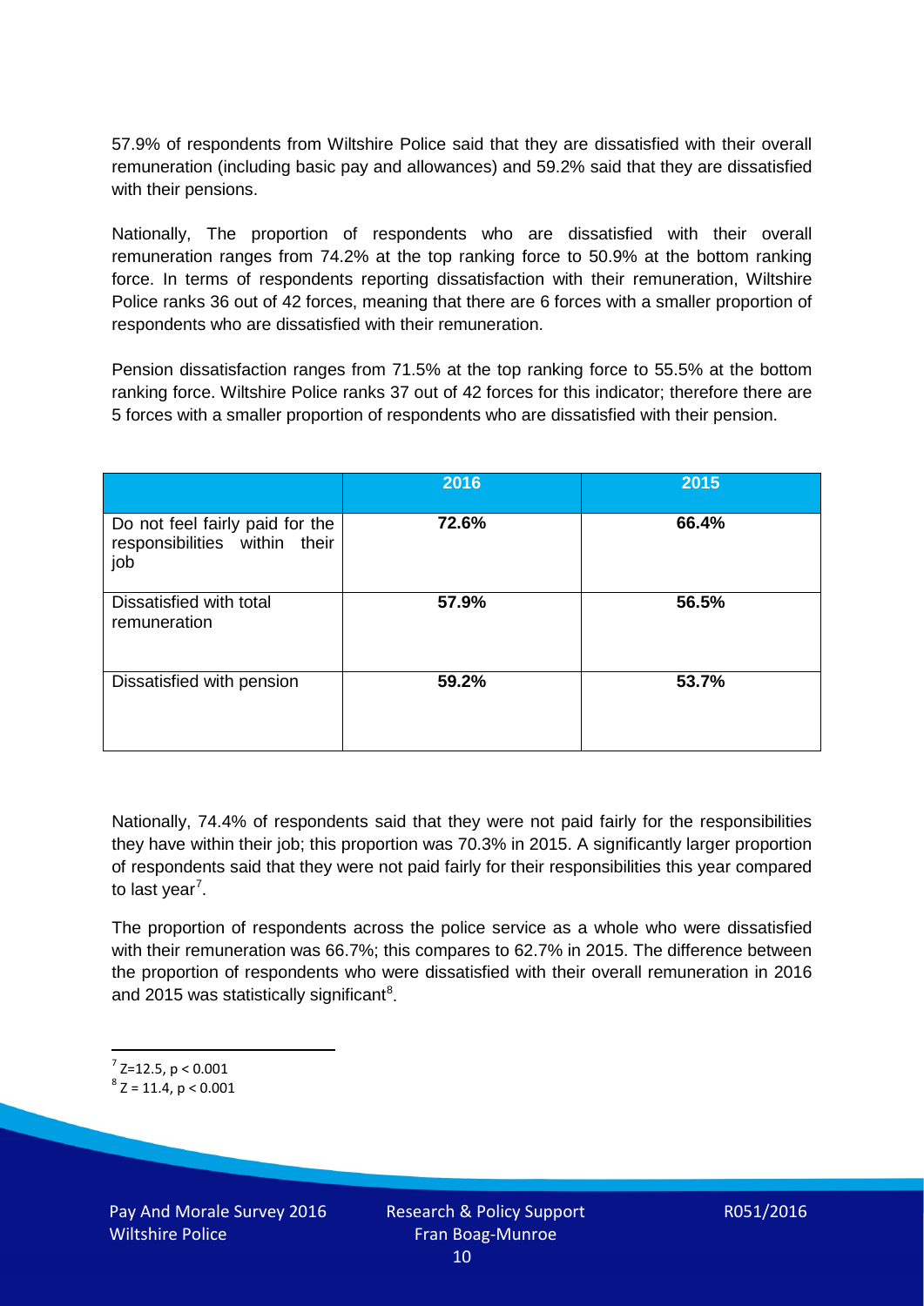57.9% of respondents from Wiltshire Police said that they are dissatisfied with their overall remuneration (including basic pay and allowances) and 59.2% said that they are dissatisfied with their pensions.

Nationally, The proportion of respondents who are dissatisfied with their overall remuneration ranges from 74.2% at the top ranking force to 50.9% at the bottom ranking force. In terms of respondents reporting dissatisfaction with their remuneration, Wiltshire Police ranks 36 out of 42 forces, meaning that there are 6 forces with a smaller proportion of respondents who are dissatisfied with their remuneration.

Pension dissatisfaction ranges from 71.5% at the top ranking force to 55.5% at the bottom ranking force. Wiltshire Police ranks 37 out of 42 forces for this indicator; therefore there are 5 forces with a smaller proportion of respondents who are dissatisfied with their pension.

| | 2016 | 2015 |
|---|---|---|
| Do not feel fairly paid for the responsibilities within their job | **72.6%** | **66.4%** |
| Dissatisfied with total remuneration | **57.9%** | **56.5%** |
| Dissatisfied with pension | **59.2%** | **53.7%** |

Nationally, 74.4% of respondents said that they were not paid fairly for the responsibilities they have within their job; this proportion was 70.3% in 2015. A significantly larger proportion of respondents said that they were not paid fairly for their responsibilities this year compared to last year[7].

The proportion of respondents across the police service as a whole who were dissatisfied with their remuneration was 66.7%; this compares to 62.7% in 2015. The difference between the proportion of respondents who were dissatisfied with their overall remuneration in 2016 and 2015 was statistically significant[8].

[7] $Z=12.5$, $p < 0.001$

[8] $Z = 11.4$, $p < 0.001$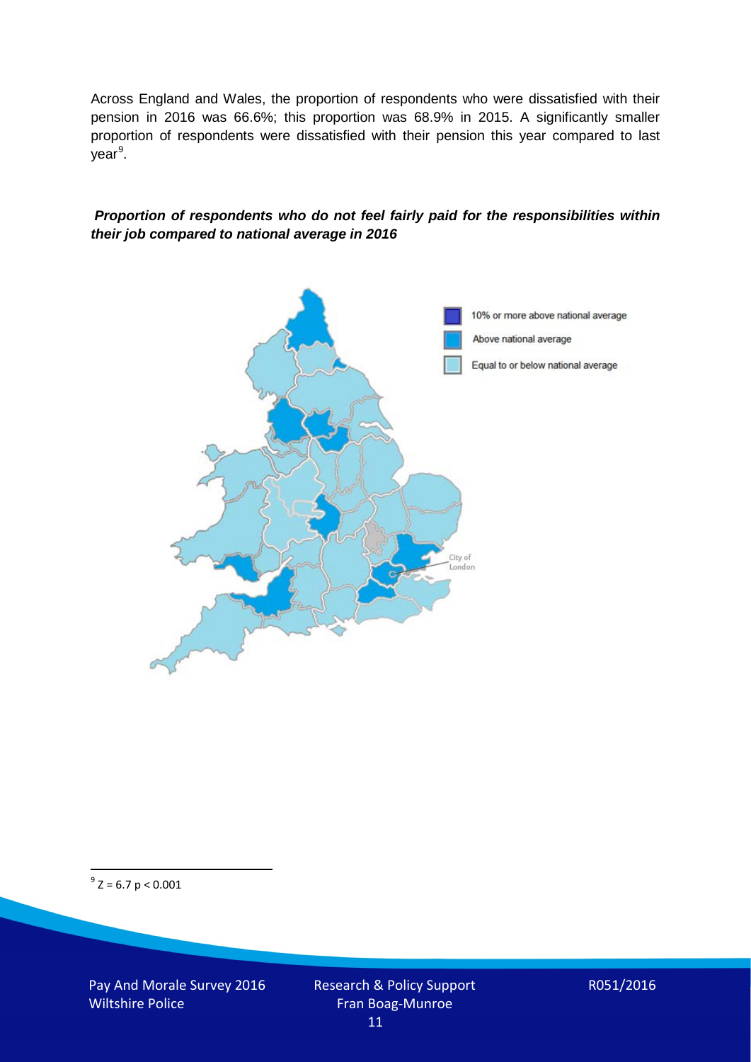Across England and Wales, the proportion of respondents who were dissatisfied with their pension in 2016 was 66.6%; this proportion was 68.9% in 2015. A significantly smaller proportion of respondents were dissatisfied with their pension this year compared to last year[9].

***Proportion of respondents who do not feel fairly paid for the responsibilities within their job compared to national average in 2016***

10% or more above national average

Above national average

Equal to or below national average

City of London

[9] $Z = 6.7$ $p < 0.001$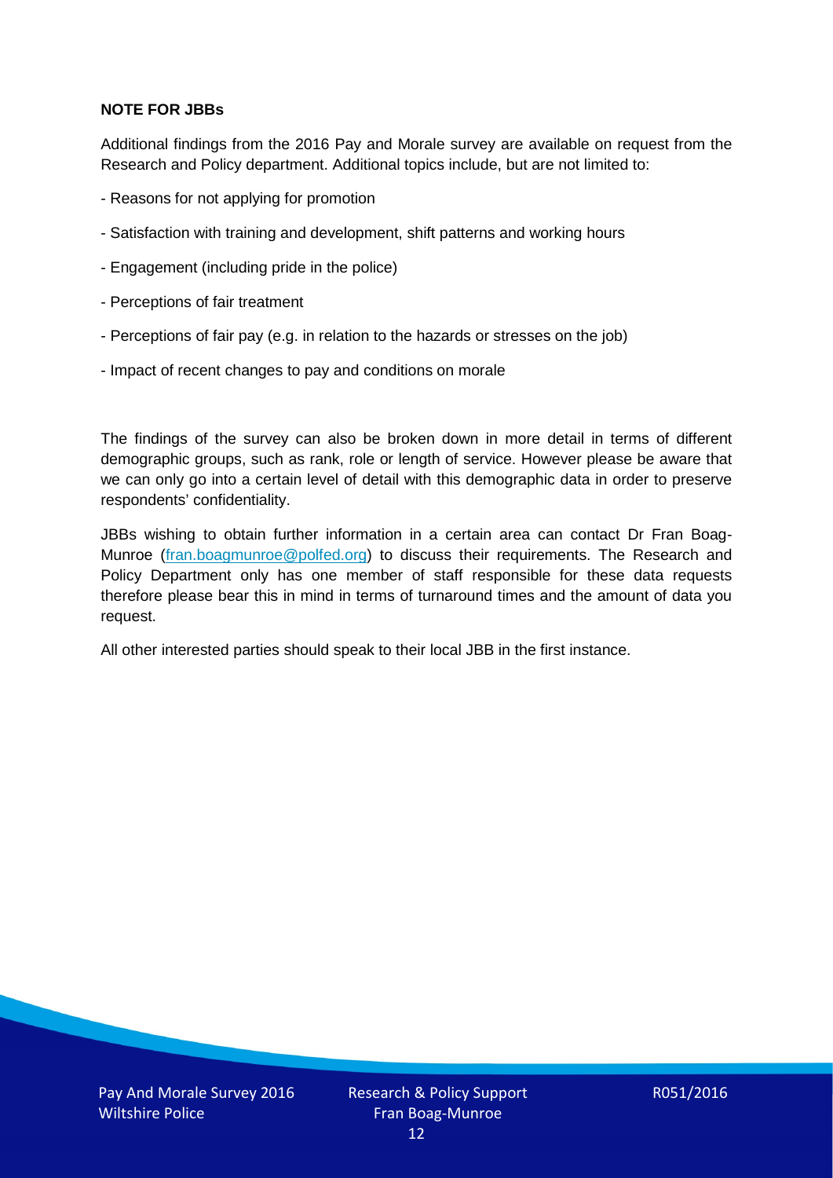**NOTE FOR JBBs**

Additional findings from the 2016 Pay and Morale survey are available on request from the Research and Policy department. Additional topics include, but are not limited to:

- Reasons for not applying for promotion
- Satisfaction with training and development, shift patterns and working hours
- Engagement (including pride in the police)
- Perceptions of fair treatment
- Perceptions of fair pay (e.g. in relation to the hazards or stresses on the job)
- Impact of recent changes to pay and conditions on morale

The findings of the survey can also be broken down in more detail in terms of different demographic groups, such as rank, role or length of service. However please be aware that we can only go into a certain level of detail with this demographic data in order to preserve respondents' confidentiality.

JBBs wishing to obtain further information in a certain area can contact Dr Fran Boag-Munroe (fran.boagmunroe@polfed.org) to discuss their requirements. The Research and Policy Department only has one member of staff responsible for these data requests therefore please bear this in mind in terms of turnaround times and the amount of data you request.

All other interested parties should speak to their local JBB in the first instance.